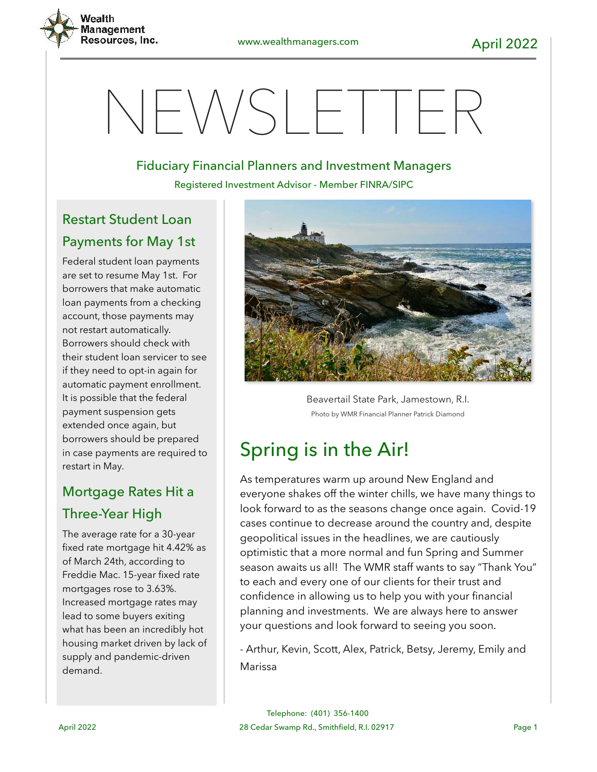Wealth Management Resources, Inc.

www.wealthmanagers.com

April 2022

# NEWSLETTER

Fiduciary Financial Planners and Investment Managers

Registered Investment Advisor - Member FINRA/SIPC

## Restart Student Loan Payments for May 1st

Federal student loan payments are set to resume May 1st. For borrowers that make automatic loan payments from a checking account, those payments may not restart automatically. Borrowers should check with their student loan servicer to see if they need to opt-in again for automatic payment enrollment. It is possible that the federal payment suspension gets extended once again, but borrowers should be prepared in case payments are required to restart in May.

## Mortgage Rates Hit a Three-Year High

The average rate for a 30-year fixed rate mortgage hit 4.42% as of March 24th, according to Freddie Mac. 15-year fixed rate mortgages rose to 3.63%. Increased mortgage rates may lead to some buyers exiting what has been an incredibly hot housing market driven by lack of supply and pandemic-driven demand.

Beavertail State Park, Jamestown, R.I.

Photo by WMR Financial Planner Patrick Diamond

## Spring is in the Air!

As temperatures warm up around New England and everyone shakes off the winter chills, we have many things to look forward to as the seasons change once again. Covid-19 cases continue to decrease around the country and, despite geopolitical issues in the headlines, we are cautiously optimistic that a more normal and fun Spring and Summer season awaits us all! The WMR staff wants to say "Thank You" to each and every one of our clients for their trust and confidence in allowing us to help you with your financial planning and investments. We are always here to answer your questions and look forward to seeing you soon.

- Arthur, Kevin, Scott, Alex, Patrick, Betsy, Jeremy, Emily and Marissa

Telephone: (401) 356-1400

28 Cedar Swamp Rd., Smithfield, R.I. 02917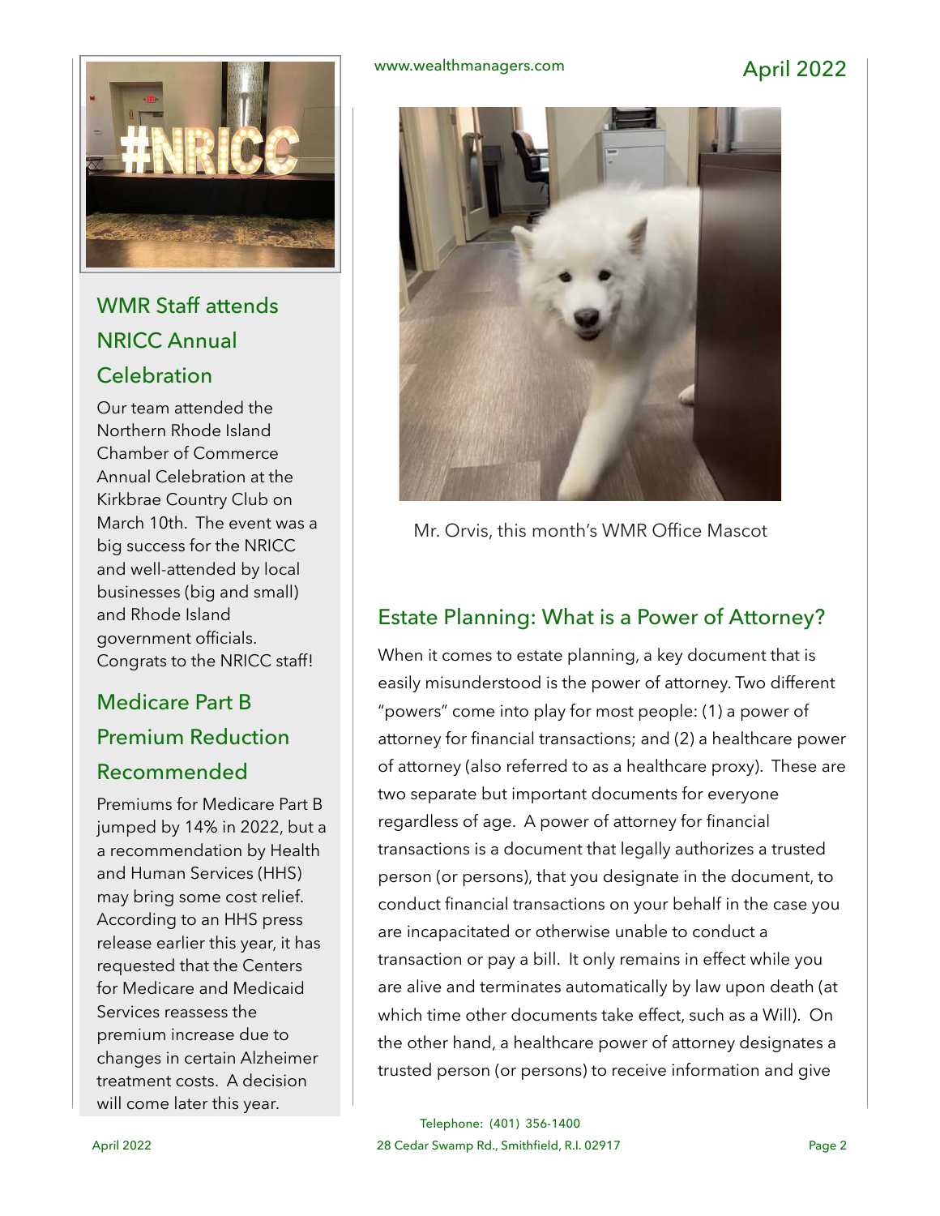## WMR Staff attends NRICC Annual Celebration

Our team attended the Northern Rhode Island Chamber of Commerce Annual Celebration at the Kirkbrae Country Club on March 10th. The event was a big success for the NRICC and well-attended by local businesses (big and small) and Rhode Island government officials. Congrats to the NRICC staff!

## Medicare Part B Premium Reduction Recommended

Premiums for Medicare Part B jumped by 14% in 2022, but a a recommendation by Health and Human Services (HHS) may bring some cost relief. According to an HHS press release earlier this year, it has requested that the Centers for Medicare and Medicaid Services reassess the premium increase due to changes in certain Alzheimer treatment costs. A decision will come later this year.

Mr. Orvis, this month's WMR Office Mascot

## Estate Planning: What is a Power of Attorney?

When it comes to estate planning, a key document that is easily misunderstood is the power of attorney. Two different "powers" come into play for most people: (1) a power of attorney for financial transactions; and (2) a healthcare power of attorney (also referred to as a healthcare proxy). These are two separate but important documents for everyone regardless of age. A power of attorney for financial transactions is a document that legally authorizes a trusted person (or persons), that you designate in the document, to conduct financial transactions on your behalf in the case you are incapacitated or otherwise unable to conduct a transaction or pay a bill. It only remains in effect while you are alive and terminates automatically by law upon death (at which time other documents take effect, such as a Will). On the other hand, a healthcare power of attorney designates a trusted person (or persons) to receive information and give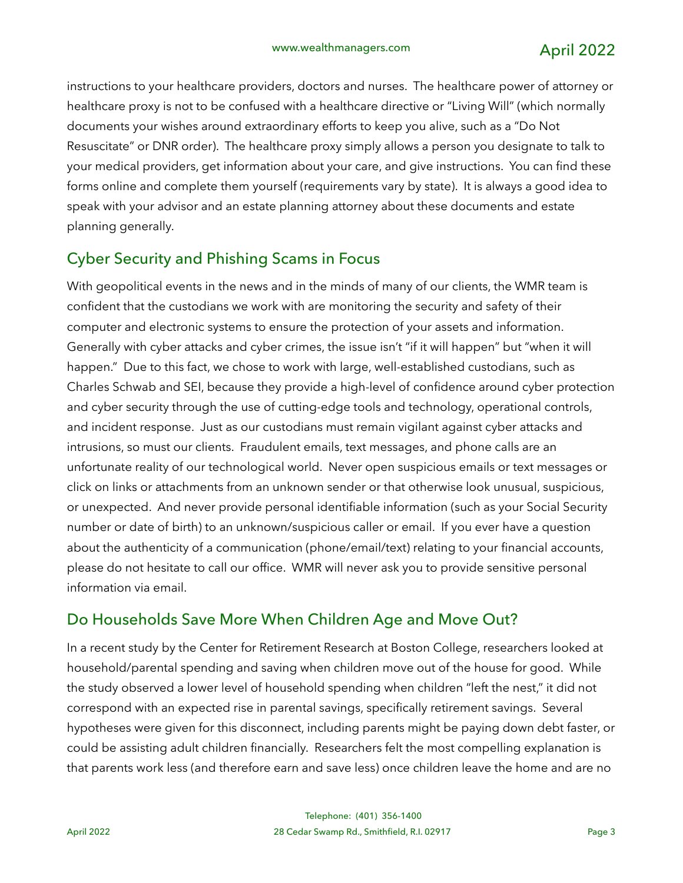instructions to your healthcare providers, doctors and nurses. The healthcare power of attorney or healthcare proxy is not to be confused with a healthcare directive or "Living Will" (which normally documents your wishes around extraordinary efforts to keep you alive, such as a "Do Not Resuscitate" or DNR order). The healthcare proxy simply allows a person you designate to talk to your medical providers, get information about your care, and give instructions. You can find these forms online and complete them yourself (requirements vary by state). It is always a good idea to speak with your advisor and an estate planning attorney about these documents and estate planning generally.

## Cyber Security and Phishing Scams in Focus

With geopolitical events in the news and in the minds of many of our clients, the WMR team is confident that the custodians we work with are monitoring the security and safety of their computer and electronic systems to ensure the protection of your assets and information. Generally with cyber attacks and cyber crimes, the issue isn't "if it will happen" but "when it will happen." Due to this fact, we chose to work with large, well-established custodians, such as Charles Schwab and SEI, because they provide a high-level of confidence around cyber protection and cyber security through the use of cutting-edge tools and technology, operational controls, and incident response. Just as our custodians must remain vigilant against cyber attacks and intrusions, so must our clients. Fraudulent emails, text messages, and phone calls are an unfortunate reality of our technological world. Never open suspicious emails or text messages or click on links or attachments from an unknown sender or that otherwise look unusual, suspicious, or unexpected. And never provide personal identifiable information (such as your Social Security number or date of birth) to an unknown/suspicious caller or email. If you ever have a question about the authenticity of a communication (phone/email/text) relating to your financial accounts, please do not hesitate to call our office. WMR will never ask you to provide sensitive personal information via email.

## Do Households Save More When Children Age and Move Out?

In a recent study by the Center for Retirement Research at Boston College, researchers looked at household/parental spending and saving when children move out of the house for good. While the study observed a lower level of household spending when children "left the nest," it did not correspond with an expected rise in parental savings, specifically retirement savings. Several hypotheses were given for this disconnect, including parents might be paying down debt faster, or could be assisting adult children financially. Researchers felt the most compelling explanation is that parents work less (and therefore earn and save less) once children leave the home and are no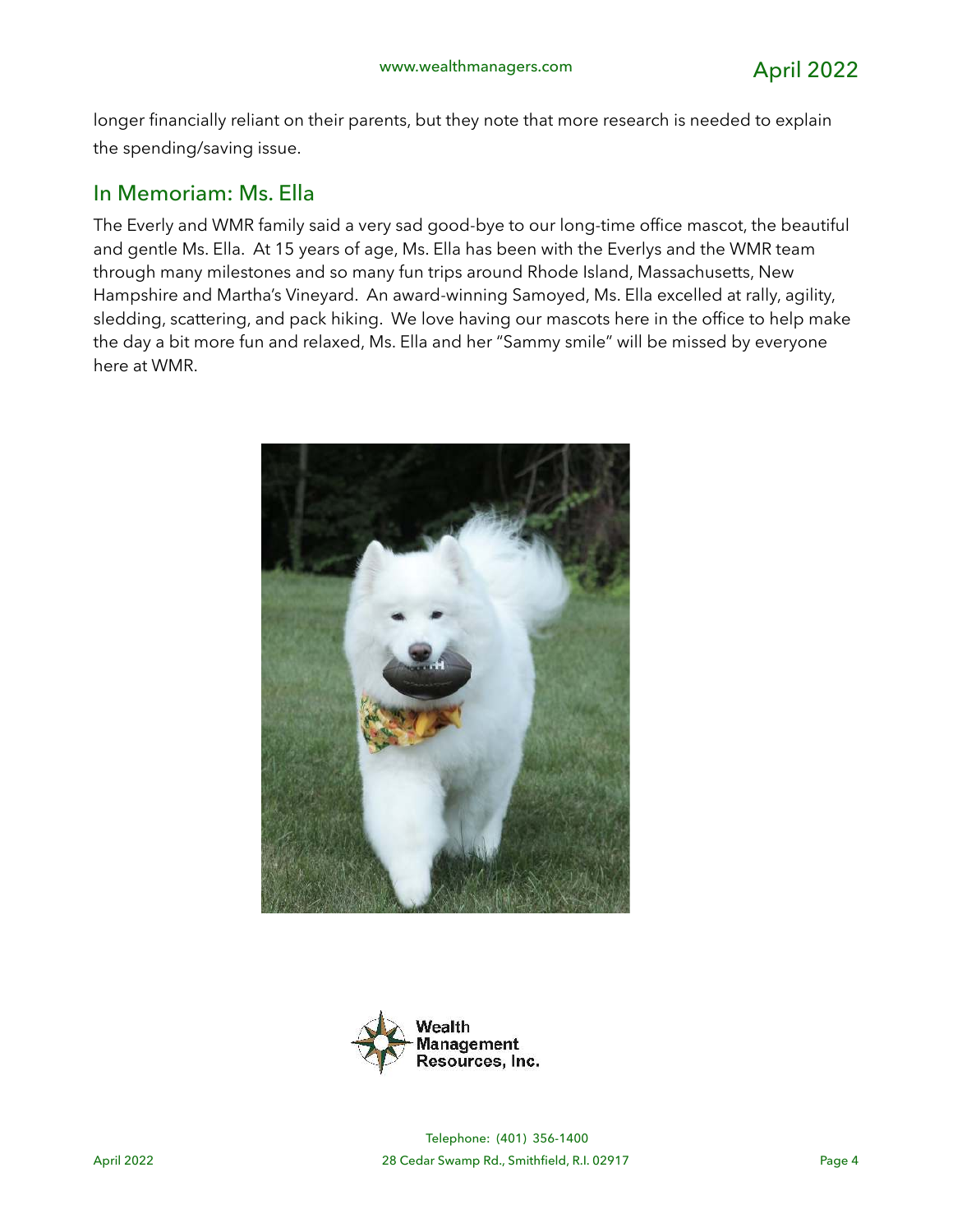longer financially reliant on their parents, but they note that more research is needed to explain the spending/saving issue.

## In Memoriam: Ms. Ella

The Everly and WMR family said a very sad good-bye to our long-time office mascot, the beautiful and gentle Ms. Ella. At 15 years of age, Ms. Ella has been with the Everlys and the WMR team through many milestones and so many fun trips around Rhode Island, Massachusetts, New Hampshire and Martha's Vineyard. An award-winning Samoyed, Ms. Ella excelled at rally, agility, sledding, scattering, and pack hiking. We love having our mascots here in the office to help make the day a bit more fun and relaxed, Ms. Ella and her "Sammy smile" will be missed by everyone here at WMR.

Wealth Management Resources, Inc.

Telephone: (401) 356-1400

28 Cedar Swamp Rd., Smithfield, R.I. 02917